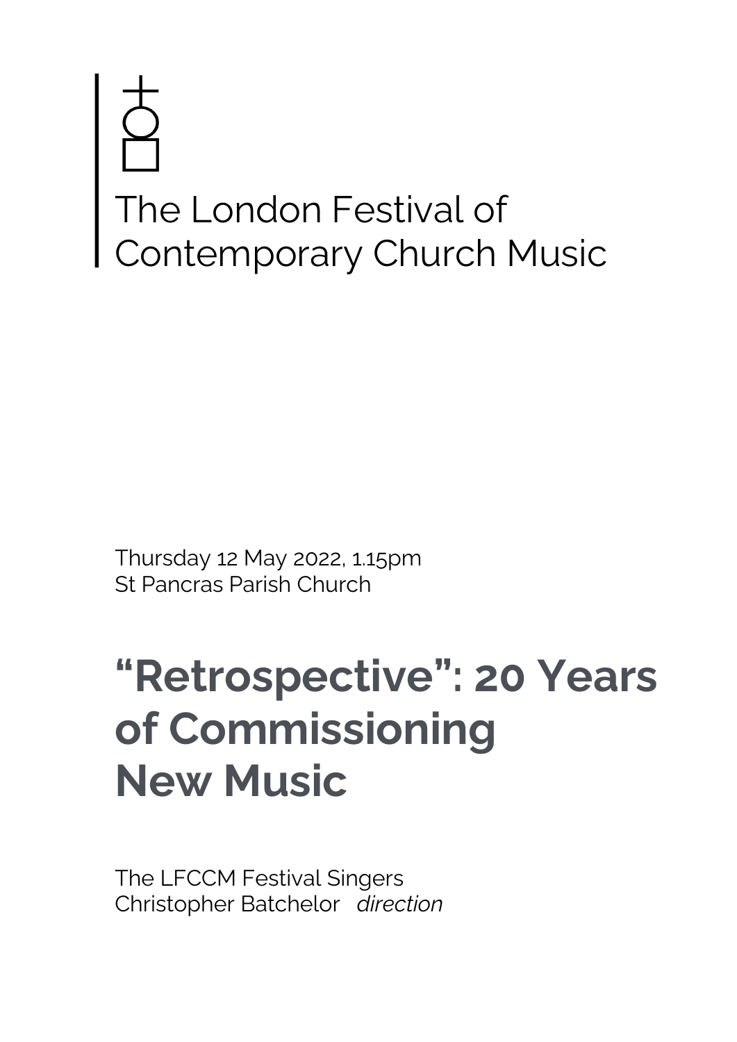# The London Festival of Contemporary Church Music

Thursday 12 May 2022, 1.15pm
St Pancras Parish Church

## “Retrospective”: 20 Years of Commissioning New Music

The LFCCM Festival Singers
Christopher Batchelor *direction*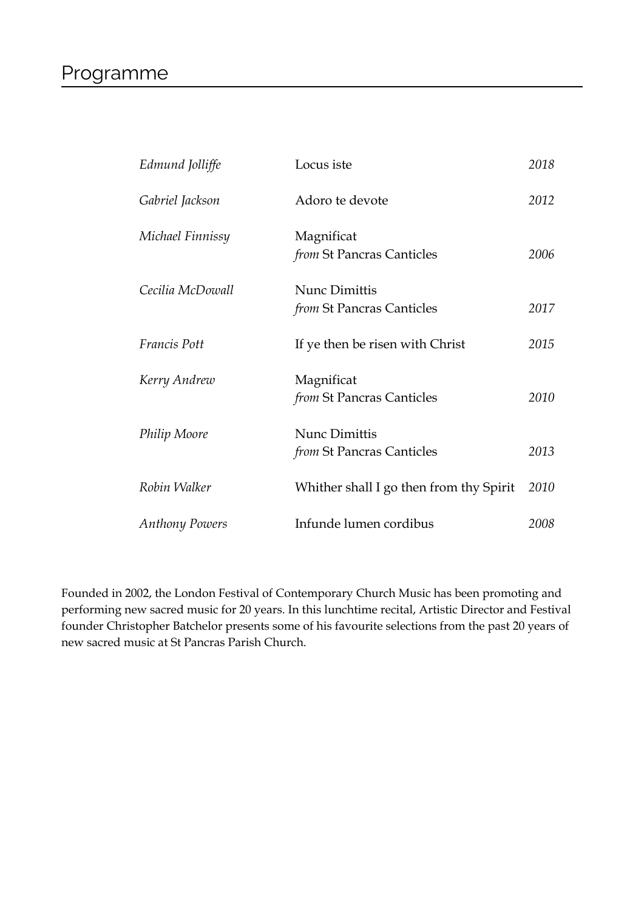# Programme

| | | |
|---|---|---|
| *Edmund Jolliffe* | Locus iste | *2018* |
| *Gabriel Jackson* | Adoro te devote | *2012* |
| *Michael Finnissy* | Magnificat *from* St Pancras Canticles | *2006* |
| *Cecilia McDowall* | Nunc Dimittis *from* St Pancras Canticles | *2017* |
| *Francis Pott* | If ye then be risen with Christ | *2015* |
| *Kerry Andrew* | Magnificat *from* St Pancras Canticles | *2010* |
| *Philip Moore* | Nunc Dimittis *from* St Pancras Canticles | *2013* |
| *Robin Walker* | Whither shall I go then from thy Spirit | *2010* |
| *Anthony Powers* | Infunde lumen cordibus | *2008* |

Founded in 2002, the London Festival of Contemporary Church Music has been promoting and performing new sacred music for 20 years. In this lunchtime recital, Artistic Director and Festival founder Christopher Batchelor presents some of his favourite selections from the past 20 years of new sacred music at St Pancras Parish Church.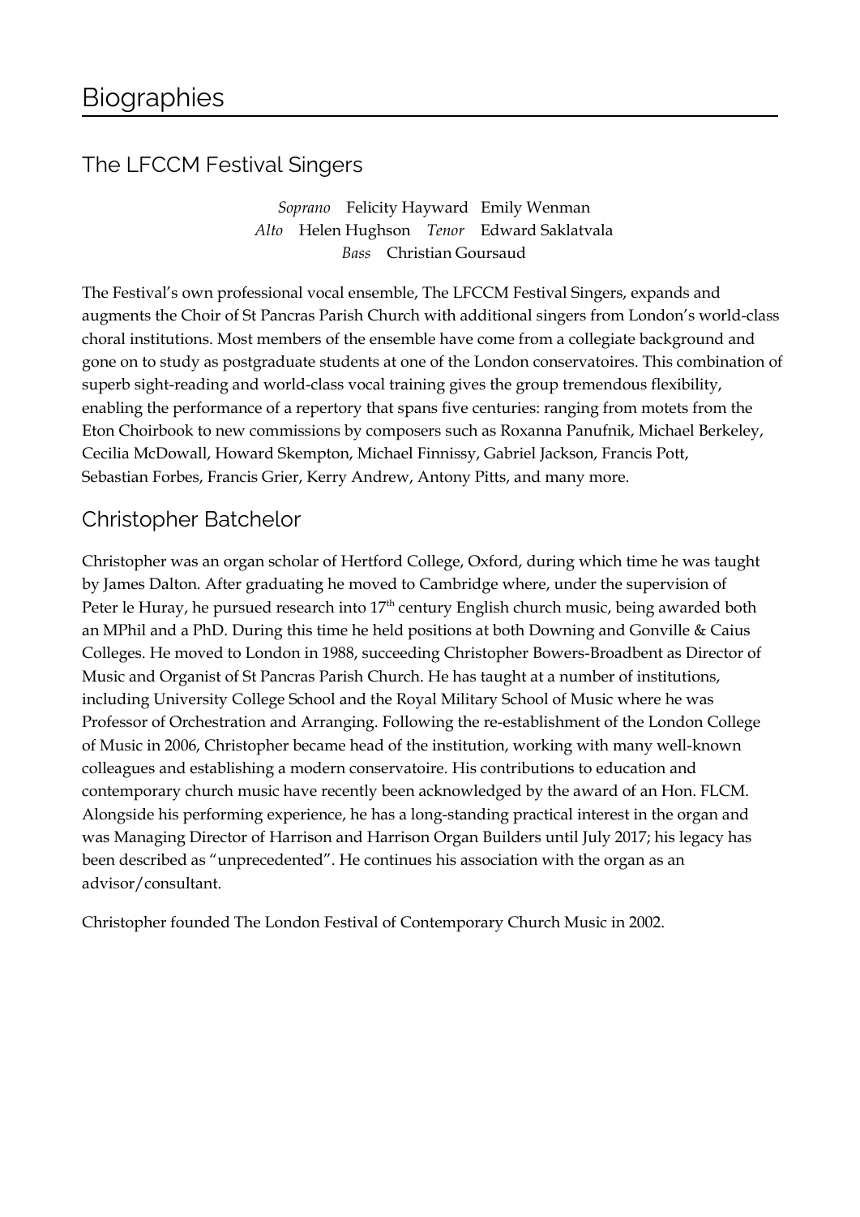# Biographies

## The LFCCM Festival Singers

*Soprano* Felicity Hayward Emily Wenman
*Alto* Helen Hughson *Tenor* Edward Saklatvala
*Bass* Christian Goursaud

The Festival's own professional vocal ensemble, The LFCCM Festival Singers, expands and augments the Choir of St Pancras Parish Church with additional singers from London's world-class choral institutions. Most members of the ensemble have come from a collegiate background and gone on to study as postgraduate students at one of the London conservatoires. This combination of superb sight-reading and world-class vocal training gives the group tremendous flexibility, enabling the performance of a repertory that spans five centuries: ranging from motets from the Eton Choirbook to new commissions by composers such as Roxanna Panufnik, Michael Berkeley, Cecilia McDowall, Howard Skempton, Michael Finnissy, Gabriel Jackson, Francis Pott, Sebastian Forbes, Francis Grier, Kerry Andrew, Antony Pitts, and many more.

## Christopher Batchelor

Christopher was an organ scholar of Hertford College, Oxford, during which time he was taught by James Dalton. After graduating he moved to Cambridge where, under the supervision of Peter le Huray, he pursued research into 17th century English church music, being awarded both an MPhil and a PhD. During this time he held positions at both Downing and Gonville & Caius Colleges. He moved to London in 1988, succeeding Christopher Bowers-Broadbent as Director of Music and Organist of St Pancras Parish Church. He has taught at a number of institutions, including University College School and the Royal Military School of Music where he was Professor of Orchestration and Arranging. Following the re-establishment of the London College of Music in 2006, Christopher became head of the institution, working with many well-known colleagues and establishing a modern conservatoire. His contributions to education and contemporary church music have recently been acknowledged by the award of an Hon. FLCM. Alongside his performing experience, he has a long-standing practical interest in the organ and was Managing Director of Harrison and Harrison Organ Builders until July 2017; his legacy has been described as "unprecedented". He continues his association with the organ as an advisor/consultant.

Christopher founded The London Festival of Contemporary Church Music in 2002.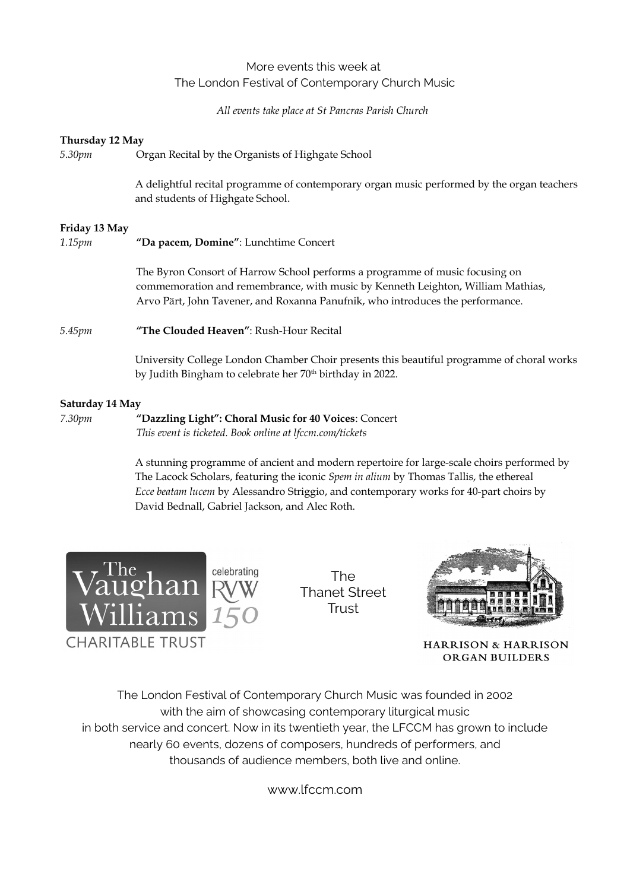More events this week at
The London Festival of Contemporary Church Music

*All events take place at St Pancras Parish Church*

**Thursday 12 May**

*5.30pm* Organ Recital by the Organists of Highgate School

A delightful recital programme of contemporary organ music performed by the organ teachers and students of Highgate School.

**Friday 13 May**

*1.15pm* **"Da pacem, Domine"**: Lunchtime Concert

The Byron Consort of Harrow School performs a programme of music focusing on commemoration and remembrance, with music by Kenneth Leighton, William Mathias, Arvo Pärt, John Tavener, and Roxanna Panufnik, who introduces the performance.

*5.45pm* **"The Clouded Heaven"**: Rush-Hour Recital

University College London Chamber Choir presents this beautiful programme of choral works by Judith Bingham to celebrate her 70th birthday in 2022.

**Saturday 14 May**

*7.30pm* **"Dazzling Light": Choral Music for 40 Voices**: Concert
*This event is ticketed. Book online at lfccm.com/tickets*

A stunning programme of ancient and modern repertoire for large-scale choirs performed by The Lacock Scholars, featuring the iconic *Spem in alium* by Thomas Tallis, the ethereal *Ecce beatam lucem* by Alessandro Striggio, and contemporary works for 40-part choirs by David Bednall, Gabriel Jackson, and Alec Roth.

The Vaughan Williams Charitable Trust — celebrating RVW 150

The Thanet Street Trust

Harrison & Harrison Organ Builders

The London Festival of Contemporary Church Music was founded in 2002 with the aim of showcasing contemporary liturgical music in both service and concert. Now in its twentieth year, the LFCCM has grown to include nearly 60 events, dozens of composers, hundreds of performers, and thousands of audience members, both live and online.

www.lfccm.com